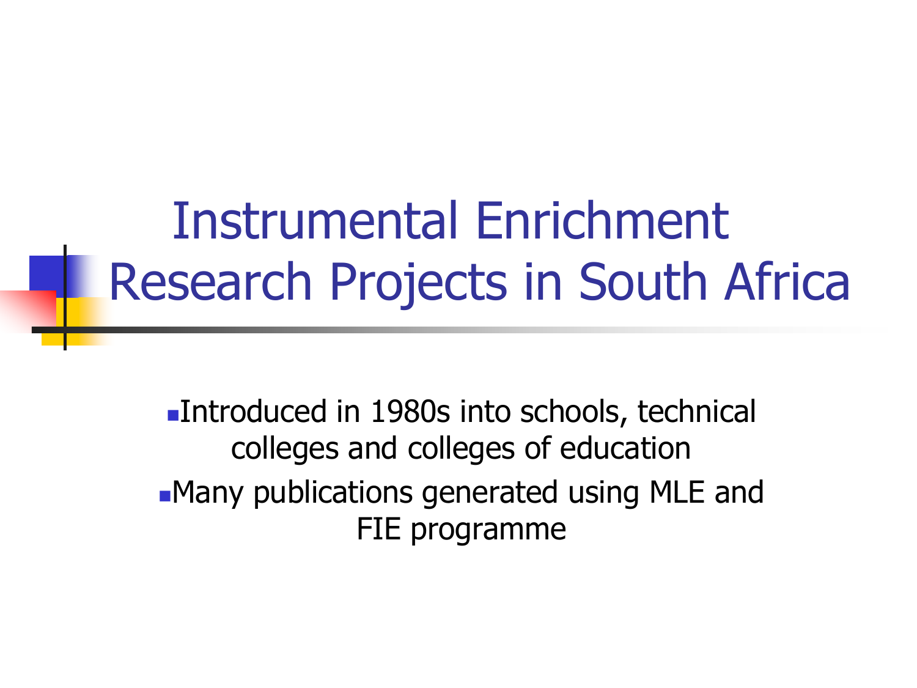# Instrumental Enrichment Research Projects in South Africa

- Introduced in 1980s into schools, technical colleges and colleges of education
- Many publications generated using MLE and FIE programme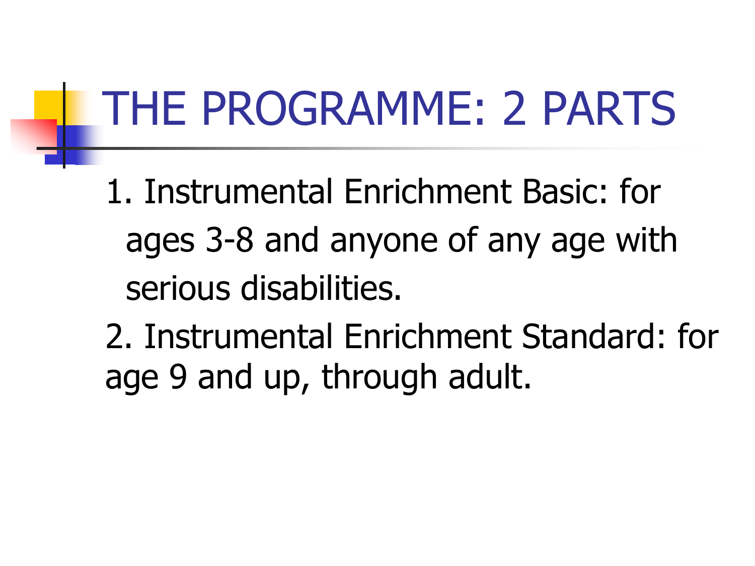# THE PROGRAMME: 2 PARTS

1. Instrumental Enrichment Basic: for ages 3-8 and anyone of any age with serious disabilities.

2. Instrumental Enrichment Standard: for age 9 and up, through adult.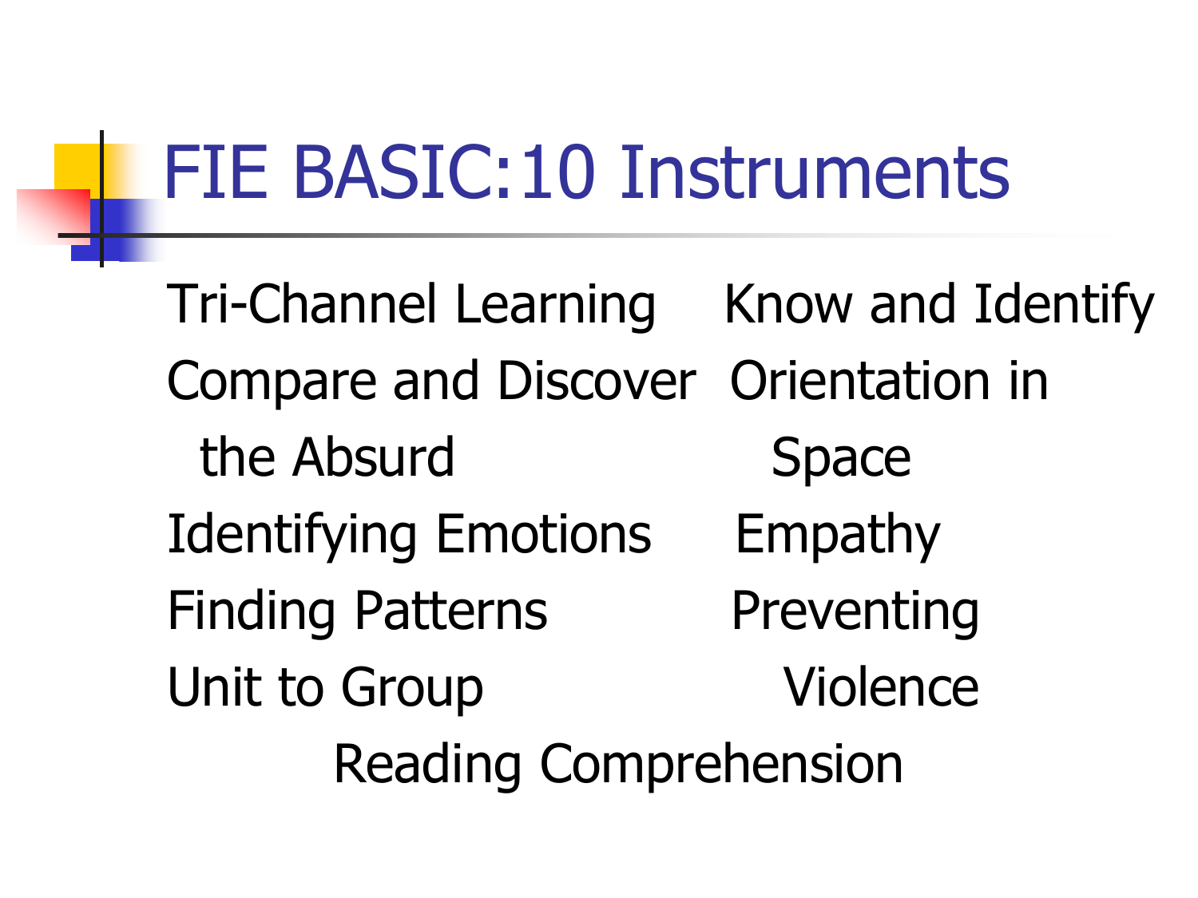# FIE BASIC:10 Instruments

- Tri-Channel Learning
- Compare and Discover the Absurd
- Identifying Emotions
- Finding Patterns
- Unit to Group
- Know and Identify
- Orientation in Space
- Empathy
- Preventing Violence
- Reading Comprehension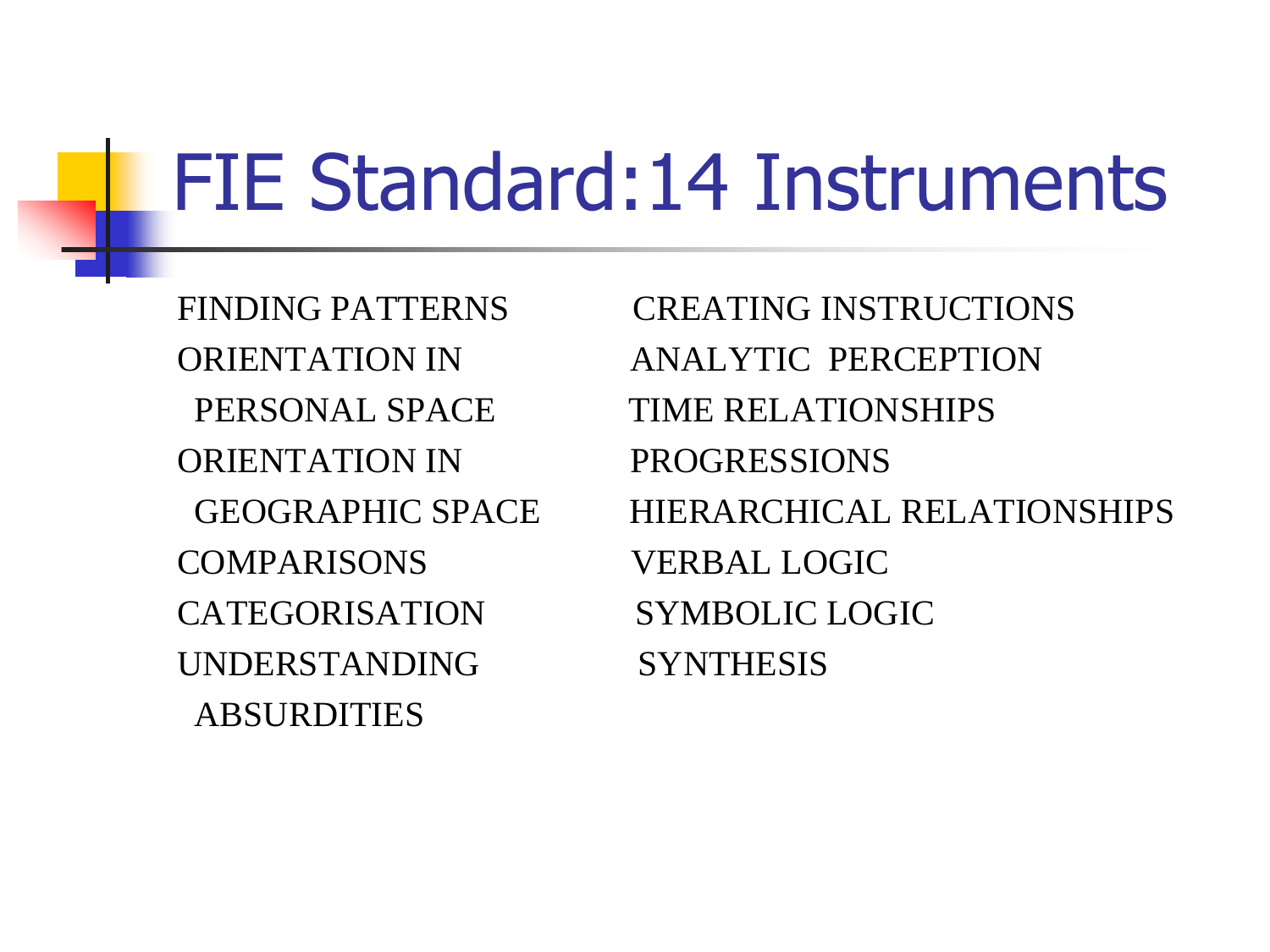# FIE Standard:14 Instruments

- FINDING PATTERNS
- ORIENTATION IN PERSONAL SPACE
- ORIENTATION IN GEOGRAPHIC SPACE
- COMPARISONS
- CATEGORISATION
- UNDERSTANDING ABSURDITIES
- CREATING INSTRUCTIONS
- ANALYTIC PERCEPTION
- TIME RELATIONSHIPS
- PROGRESSIONS
- HIERARCHICAL RELATIONSHIPS
- VERBAL LOGIC
- SYMBOLIC LOGIC
- SYNTHESIS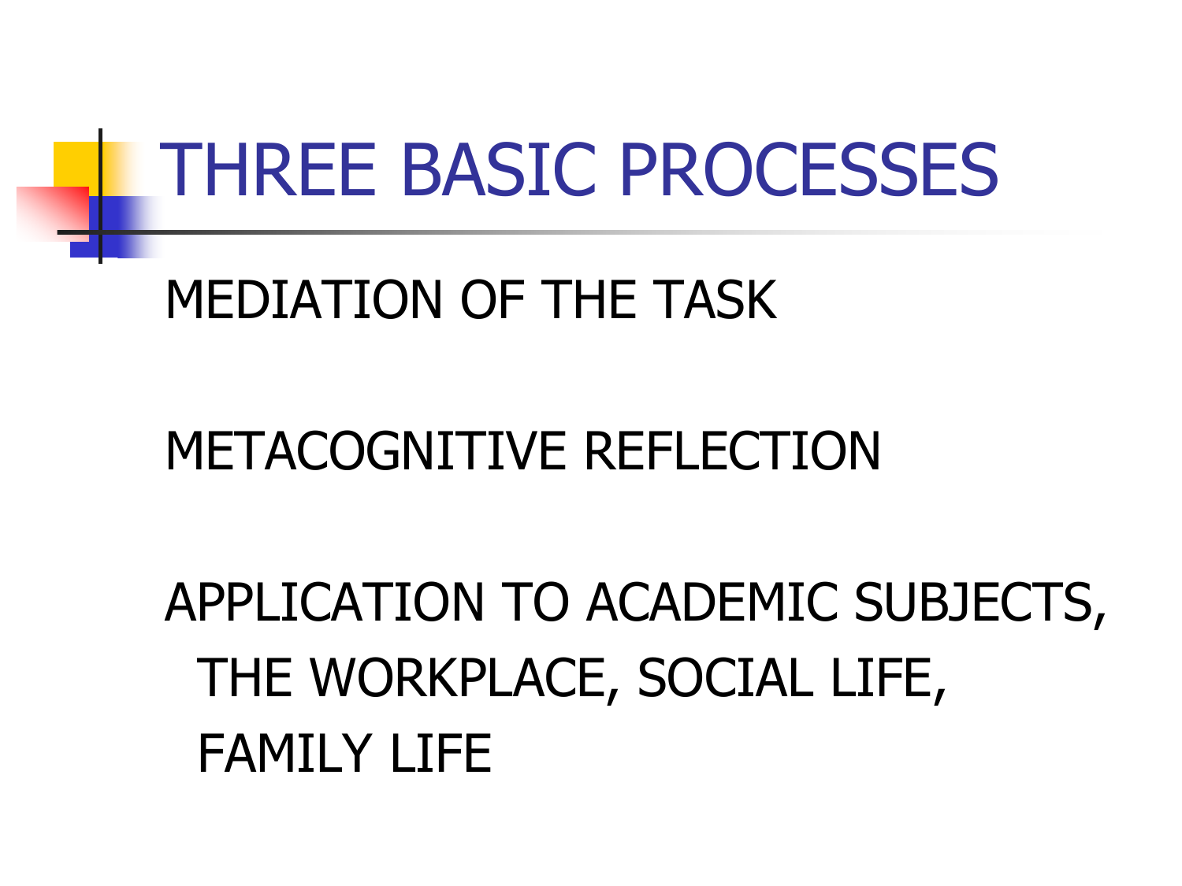# THREE BASIC PROCESSES

MEDIATION OF THE TASK

METACOGNITIVE REFLECTION

APPLICATION TO ACADEMIC SUBJECTS, THE WORKPLACE, SOCIAL LIFE, FAMILY LIFE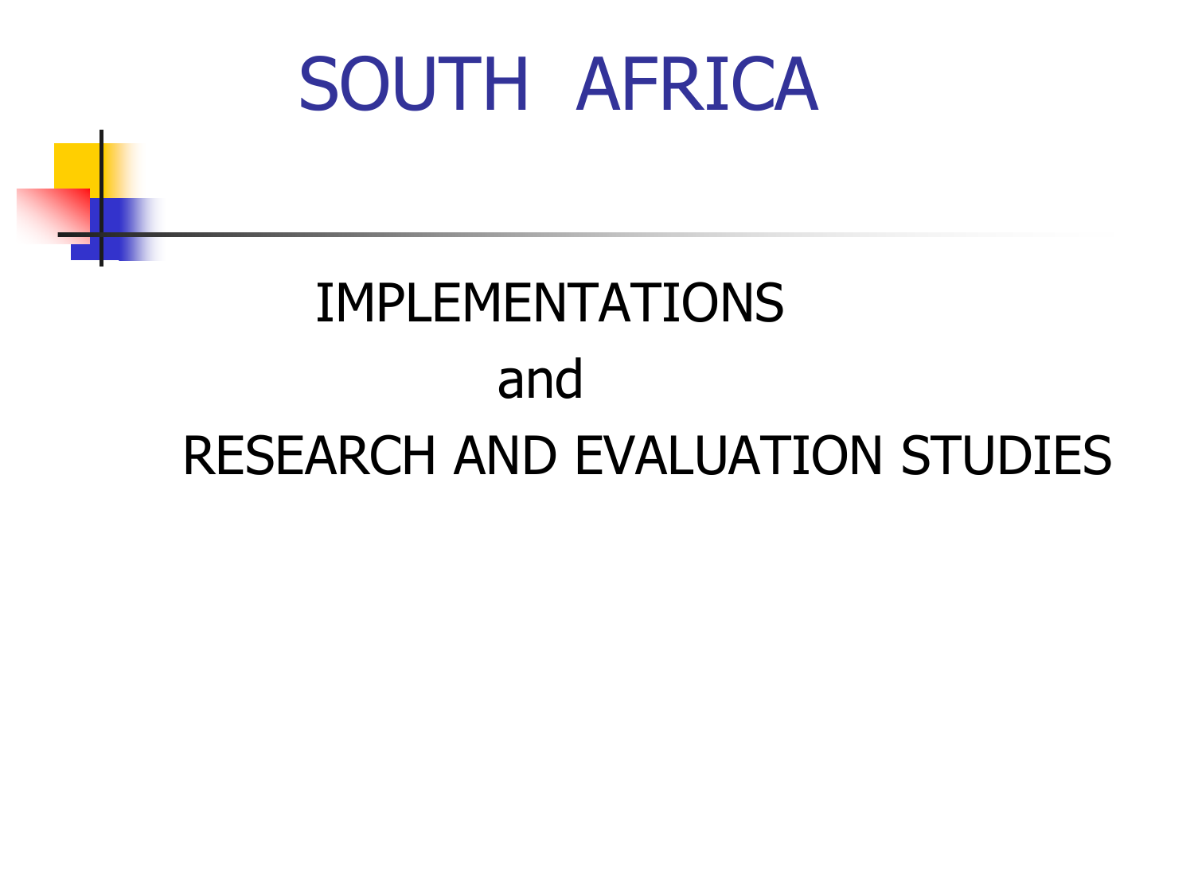# SOUTH AFRICA

IMPLEMENTATIONS

and

RESEARCH AND EVALUATION STUDIES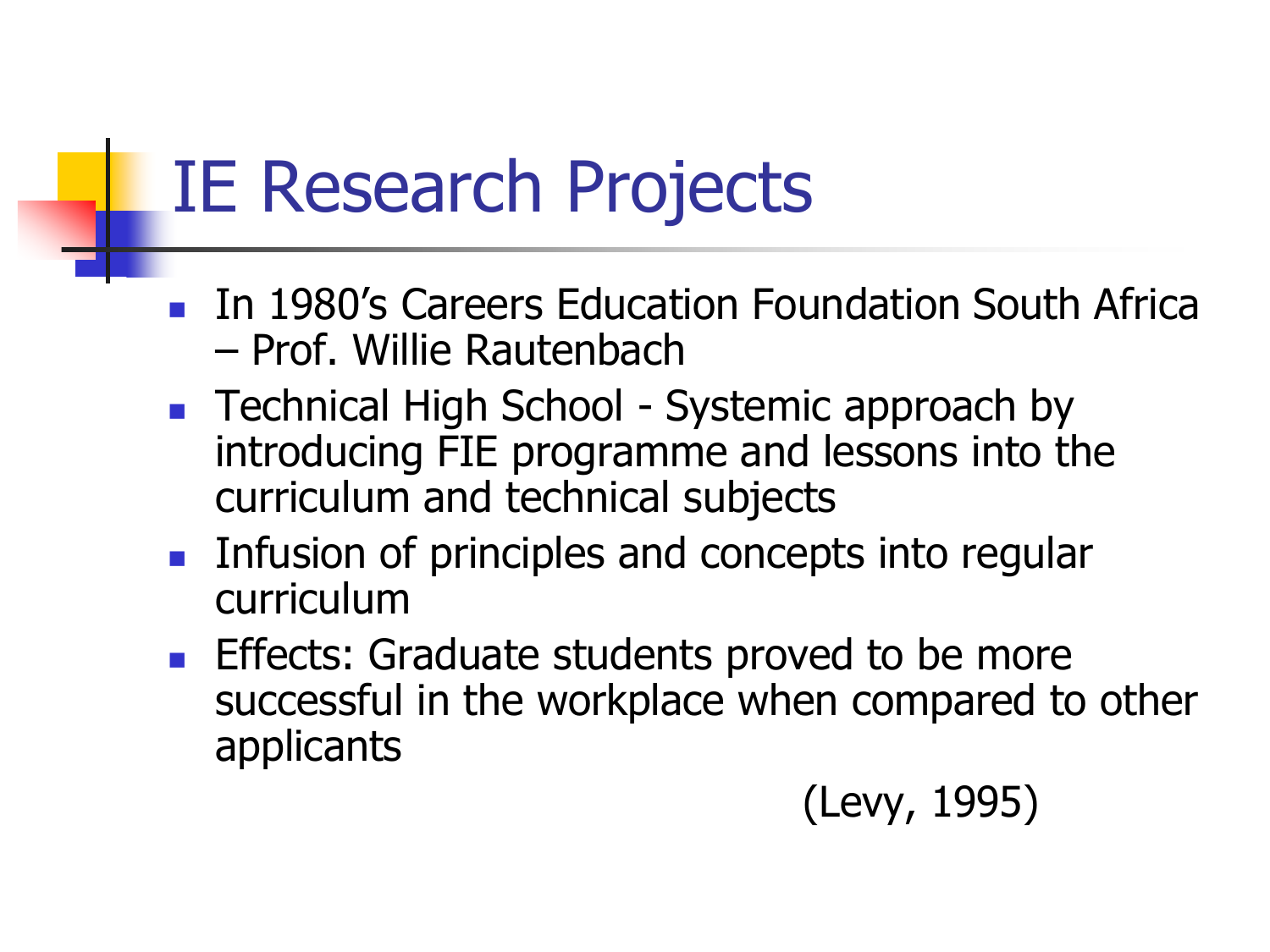# IE Research Projects

- In 1980’s Careers Education Foundation South Africa – Prof. Willie Rautenbach
- Technical High School - Systemic approach by introducing FIE programme and lessons into the curriculum and technical subjects
- Infusion of principles and concepts into regular curriculum
- Effects: Graduate students proved to be more successful in the workplace when compared to other applicants

(Levy, 1995)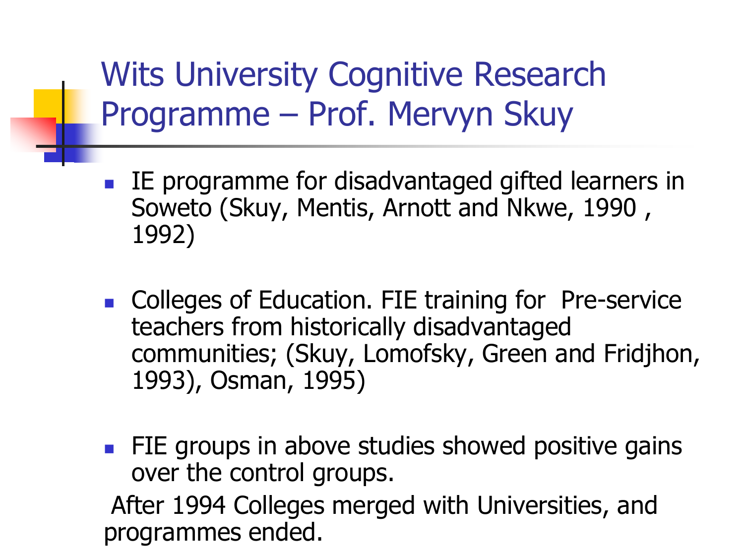# Wits University Cognitive Research Programme – Prof. Mervyn Skuy

- IE programme for disadvantaged gifted learners in Soweto (Skuy, Mentis, Arnott and Nkwe, 1990 , 1992)

- Colleges of Education. FIE training for Pre-service teachers from historically disadvantaged communities; (Skuy, Lomofsky, Green and Fridjhon, 1993), Osman, 1995)

- FIE groups in above studies showed positive gains over the control groups.

After 1994 Colleges merged with Universities, and programmes ended.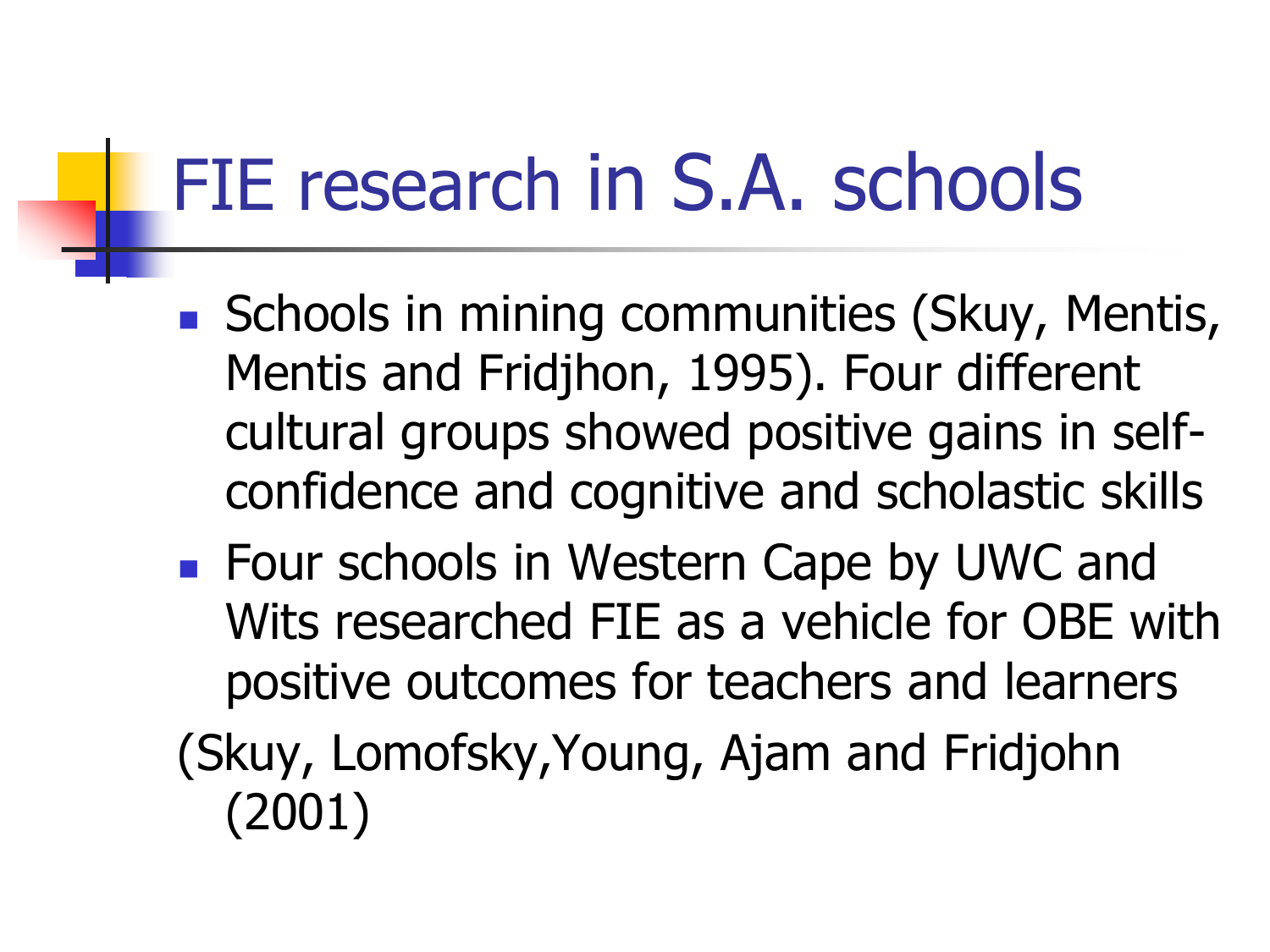# FIE research in S.A. schools

- Schools in mining communities (Skuy, Mentis, Mentis and Fridjhon, 1995). Four different cultural groups showed positive gains in self-confidence and cognitive and scholastic skills
- Four schools in Western Cape by UWC and Wits researched FIE as a vehicle for OBE with positive outcomes for teachers and learners

(Skuy, Lomofsky,Young, Ajam and Fridjohn (2001)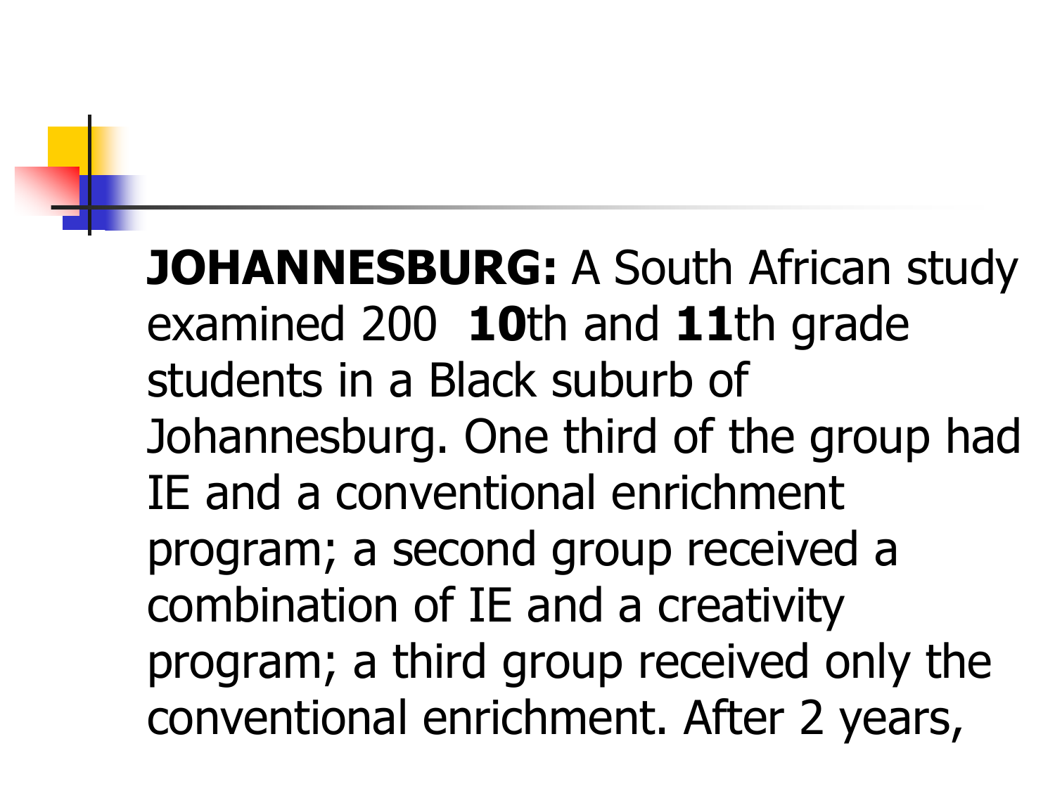**JOHANNESBURG:** A South African study examined 200 **10**th and **11**th grade students in a Black suburb of Johannesburg. One third of the group had IE and a conventional enrichment program; a second group received a combination of IE and a creativity program; a third group received only the conventional enrichment. After 2 years,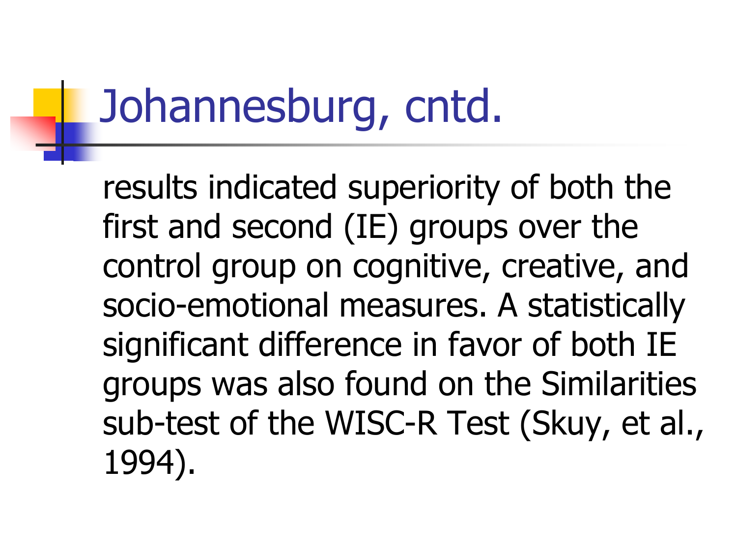# Johannesburg, cntd.

results indicated superiority of both the first and second (IE) groups over the control group on cognitive, creative, and socio-emotional measures. A statistically significant difference in favor of both IE groups was also found on the Similarities sub-test of the WISC-R Test (Skuy, et al., 1994).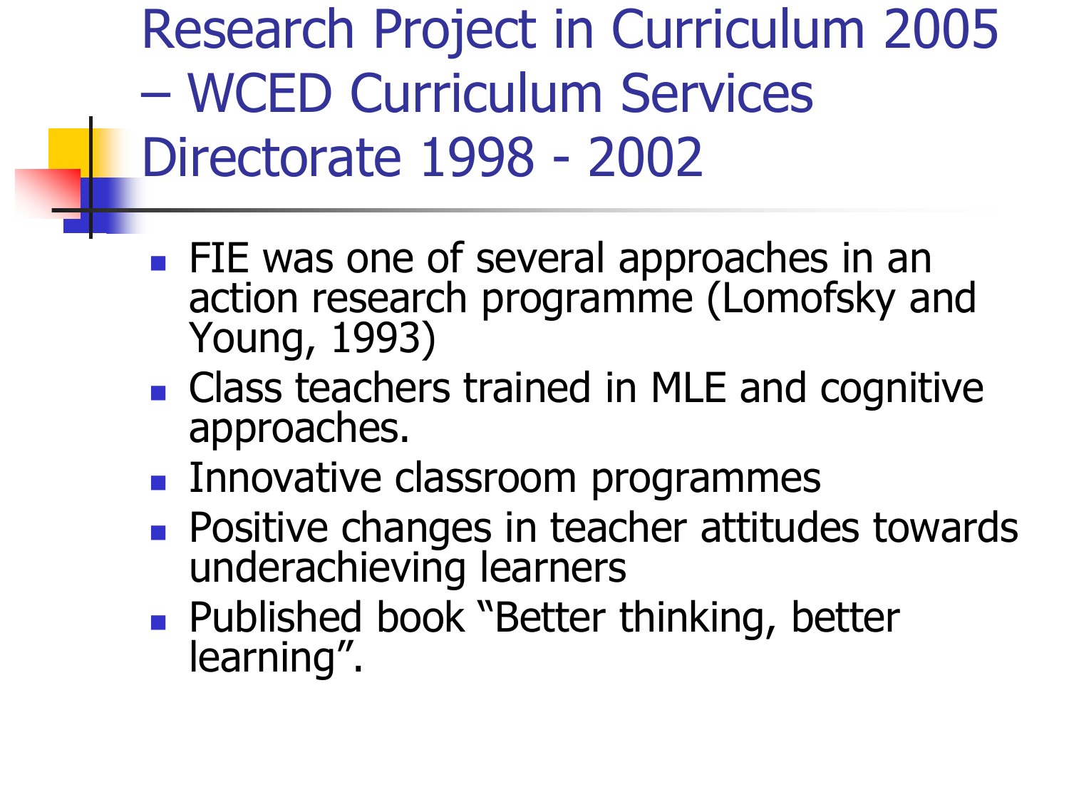# Research Project in Curriculum 2005 – WCED Curriculum Services Directorate 1998 - 2002

- FIE was one of several approaches in an action research programme (Lomofsky and Young, 1993)
- Class teachers trained in MLE and cognitive approaches.
- Innovative classroom programmes
- Positive changes in teacher attitudes towards underachieving learners
- Published book "Better thinking, better learning".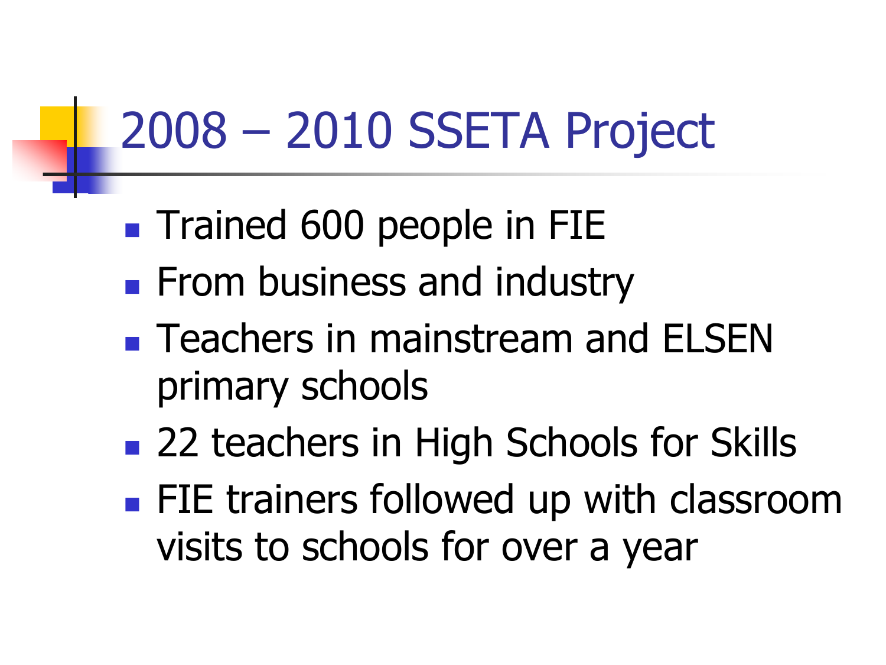# 2008 – 2010 SSETA Project

- Trained 600 people in FIE
- From business and industry
- Teachers in mainstream and ELSEN primary schools
- 22 teachers in High Schools for Skills
- FIE trainers followed up with classroom visits to schools for over a year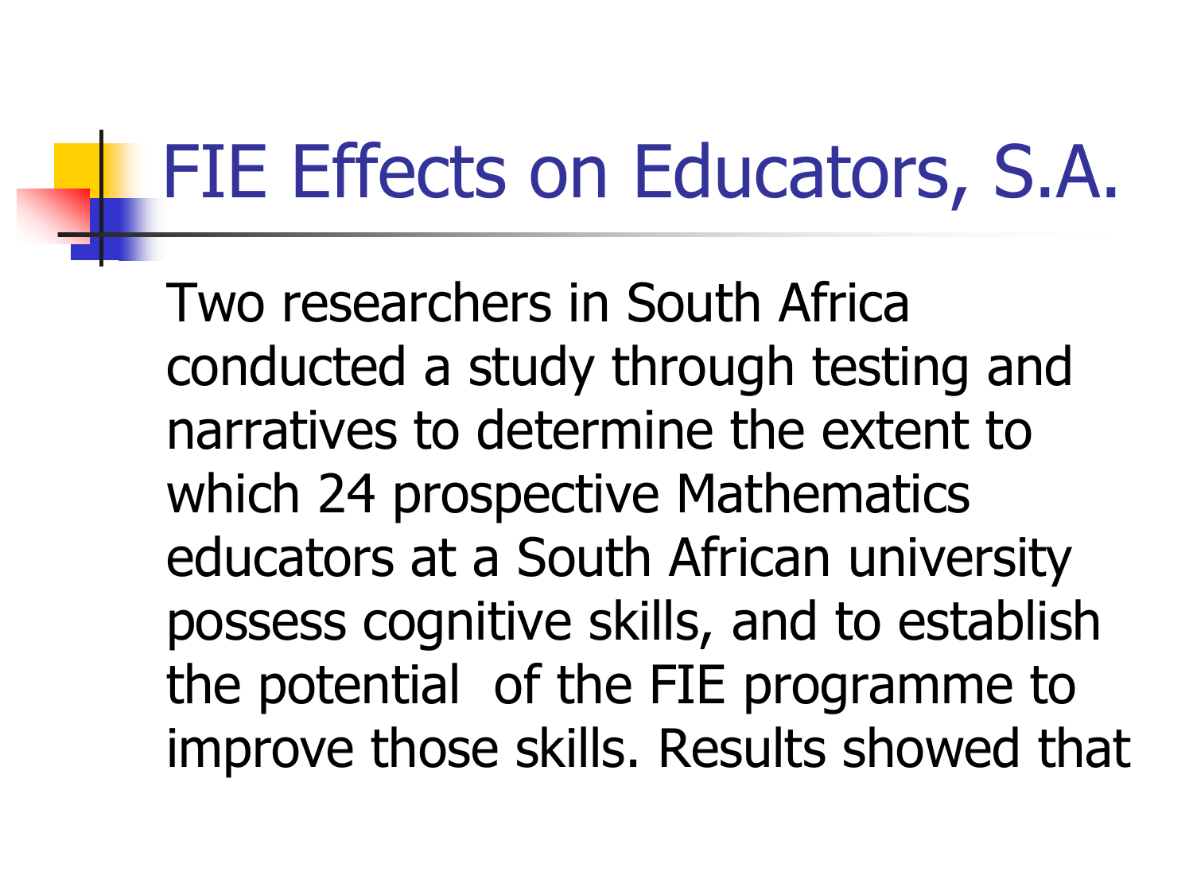# FIE Effects on Educators, S.A.

Two researchers in South Africa conducted a study through testing and narratives to determine the extent to which 24 prospective Mathematics educators at a South African university possess cognitive skills, and to establish the potential of the FIE programme to improve those skills. Results showed that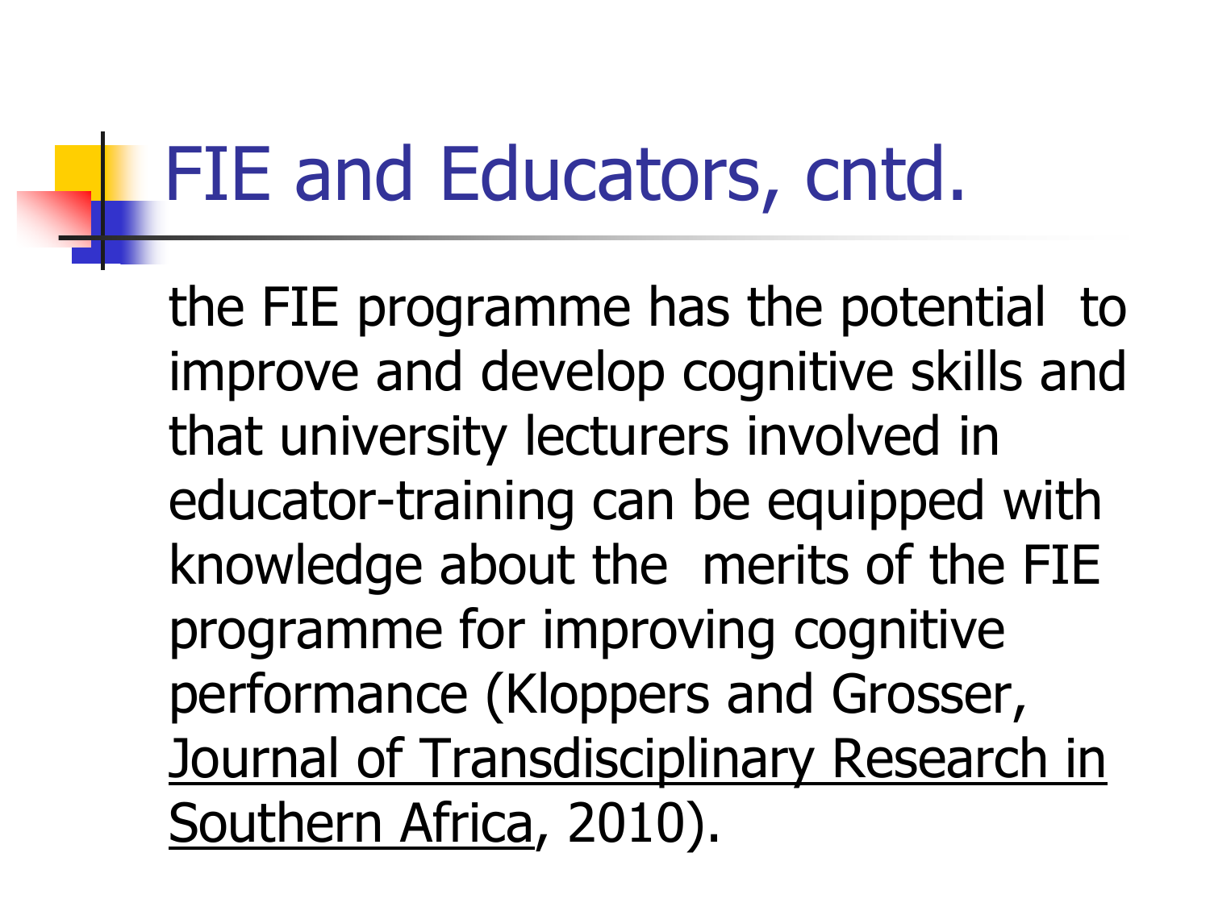# FIE and Educators, cntd.

the FIE programme has the potential to improve and develop cognitive skills and that university lecturers involved in educator-training can be equipped with knowledge about the merits of the FIE programme for improving cognitive performance (Kloppers and Grosser, <u>Journal of Transdisciplinary Research in Southern Africa</u>, 2010).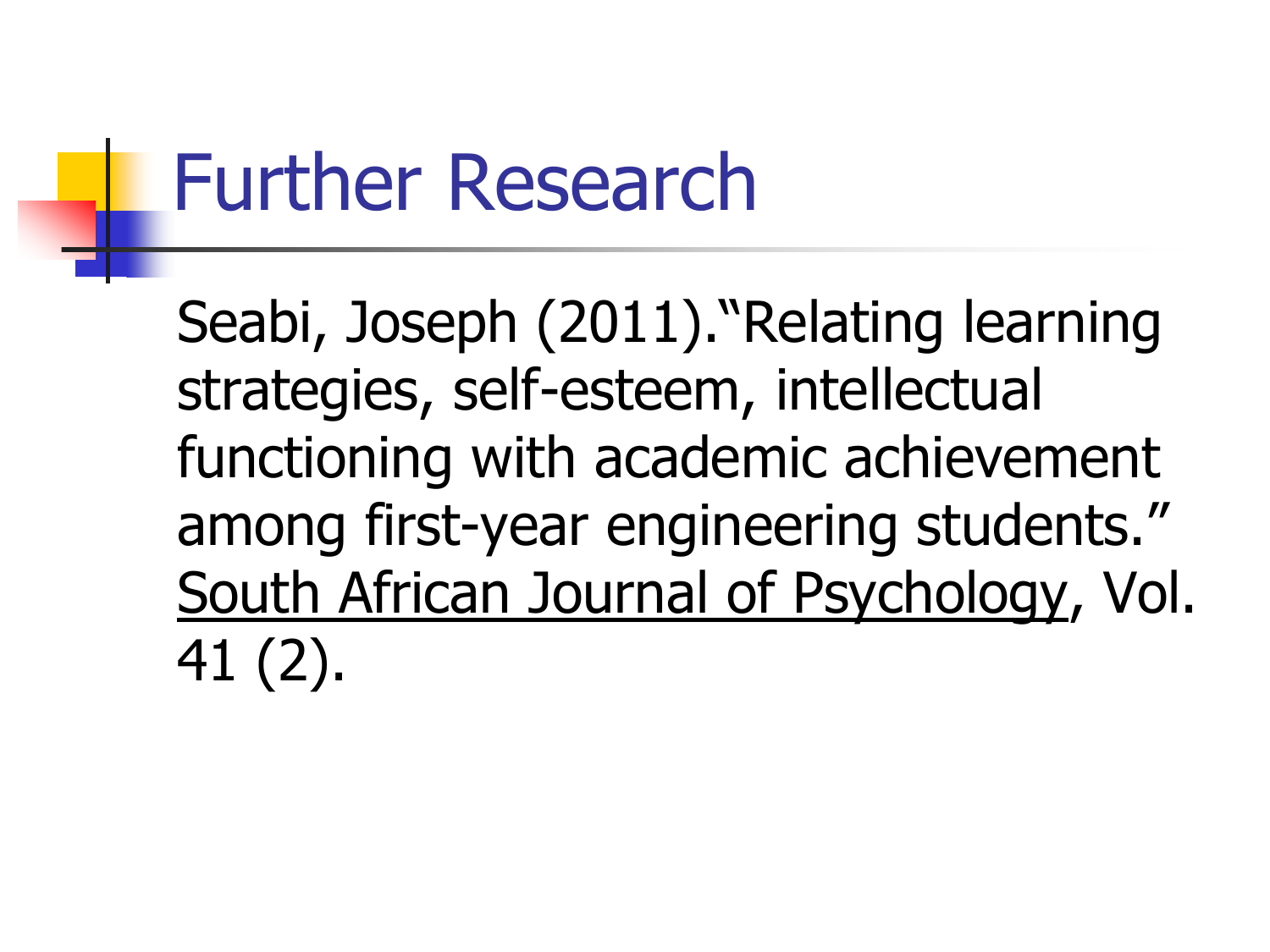# Further Research

Seabi, Joseph (2011).“Relating learning strategies, self-esteem, intellectual functioning with academic achievement among first-year engineering students.” <u>South African Journal of Psychology</u>, Vol. 41 (2).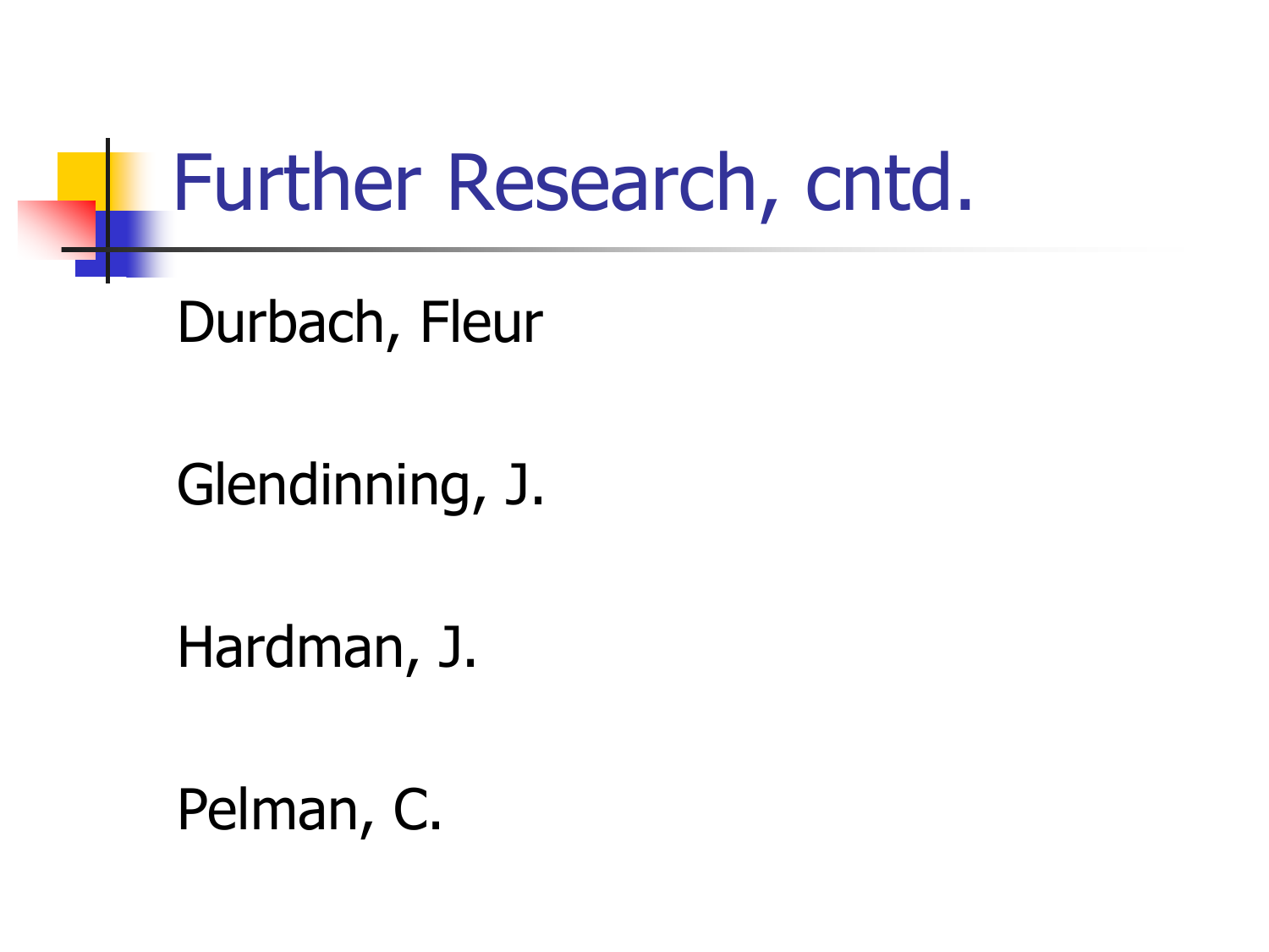# Further Research, cntd.

Durbach, Fleur

Glendinning, J.

Hardman, J.

Pelman, C.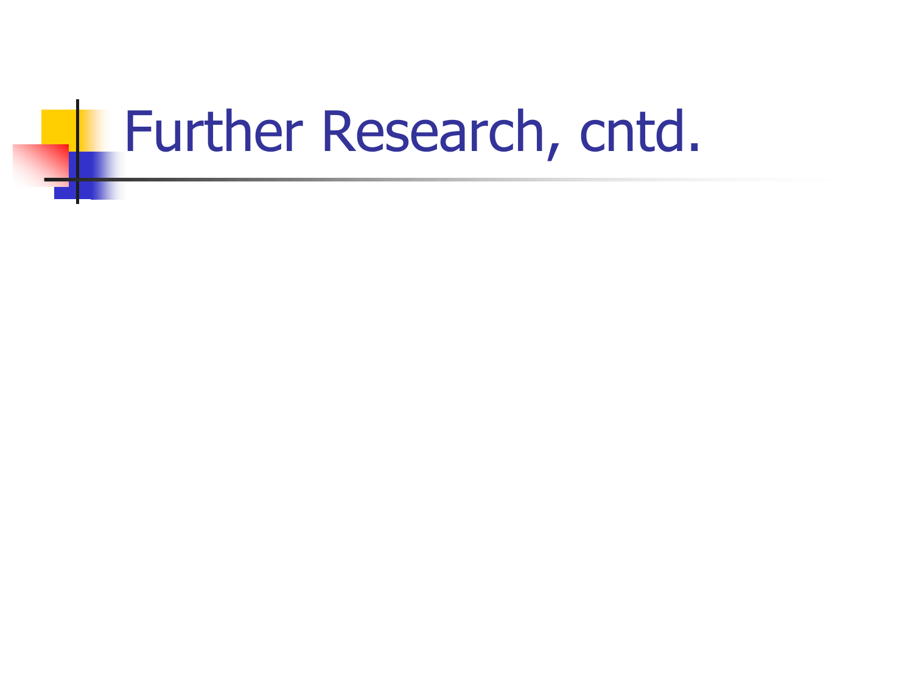# Further Research, cntd.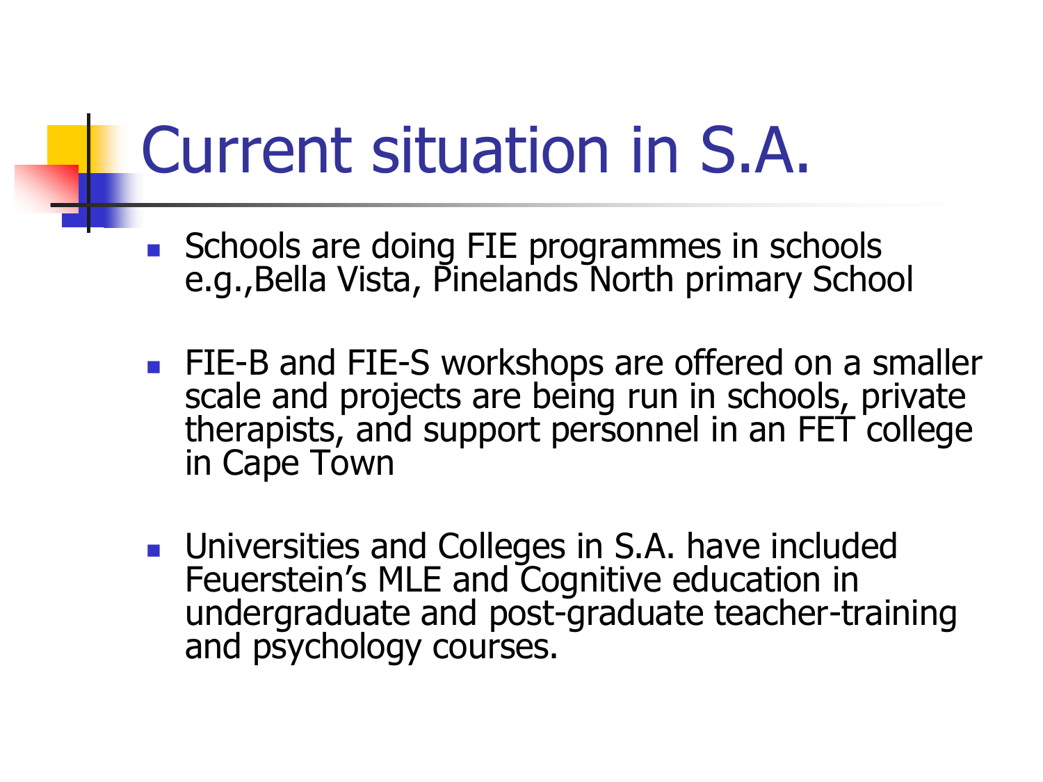# Current situation in S.A.

- Schools are doing FIE programmes in schools e.g.,Bella Vista, Pinelands North primary School
- FIE-B and FIE-S workshops are offered on a smaller scale and projects are being run in schools, private therapists, and support personnel in an FET college in Cape Town
- Universities and Colleges in S.A. have included Feuerstein's MLE and Cognitive education in undergraduate and post-graduate teacher-training and psychology courses.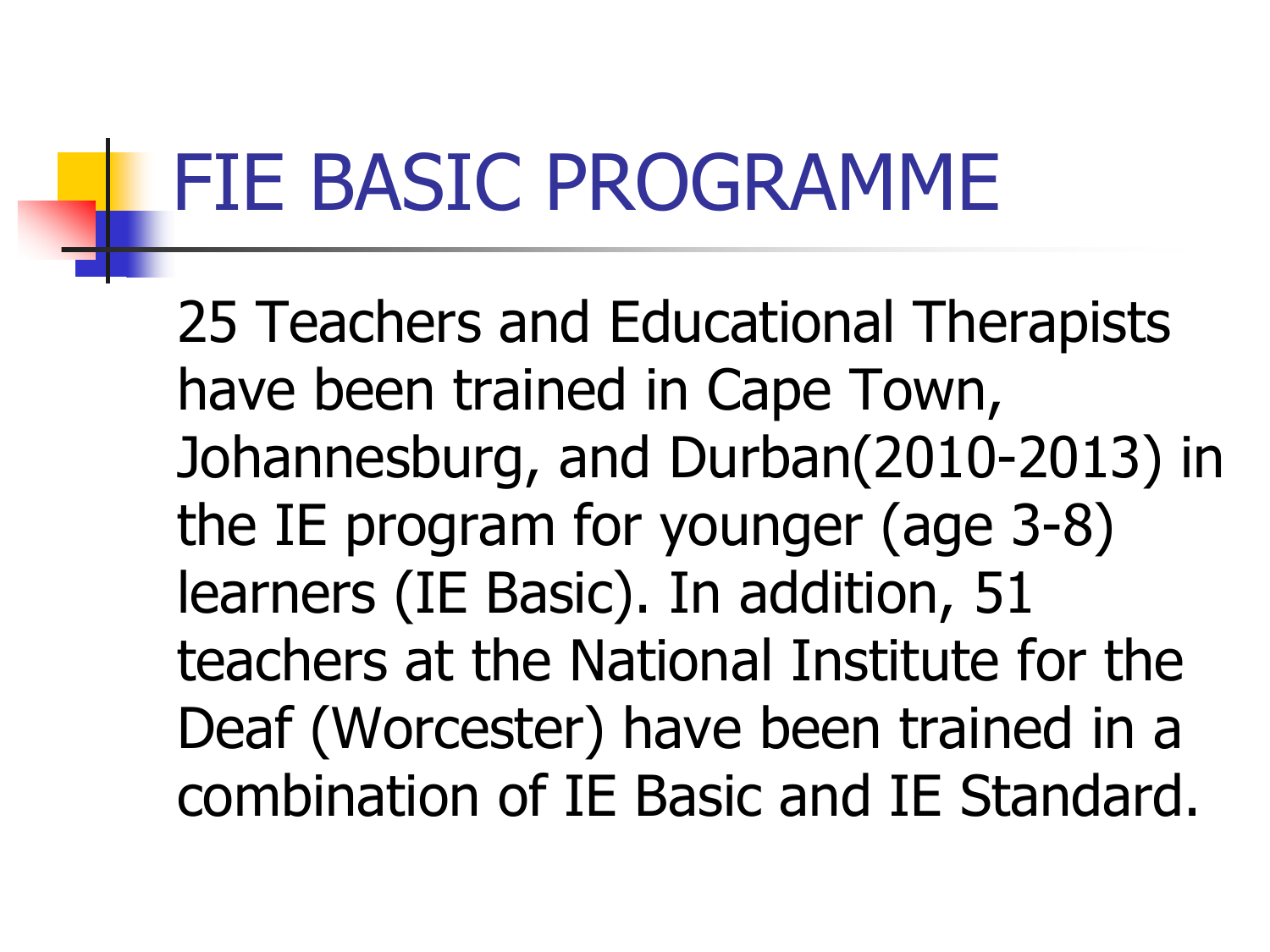# FIE BASIC PROGRAMME

25 Teachers and Educational Therapists have been trained in Cape Town, Johannesburg, and Durban(2010-2013) in the IE program for younger (age 3-8) learners (IE Basic). In addition, 51 teachers at the National Institute for the Deaf (Worcester) have been trained in a combination of IE Basic and IE Standard.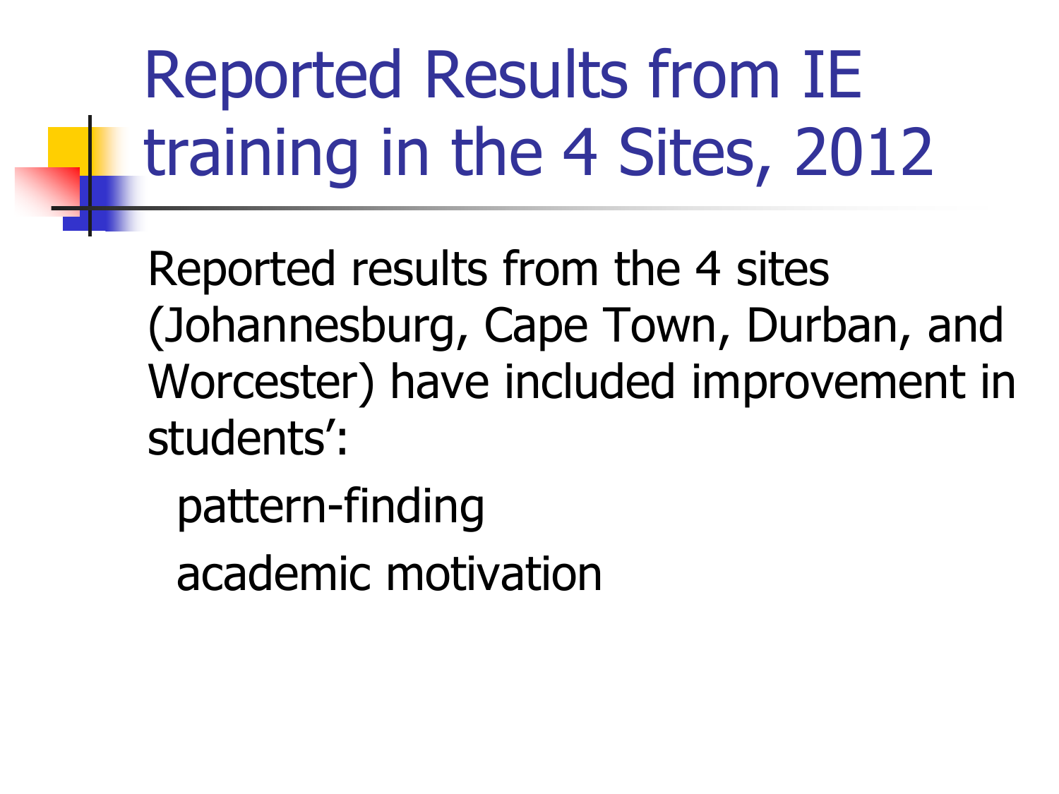# Reported Results from IE training in the 4 Sites, 2012

Reported results from the 4 sites (Johannesburg, Cape Town, Durban, and Worcester) have included improvement in students':

- pattern-finding
- academic motivation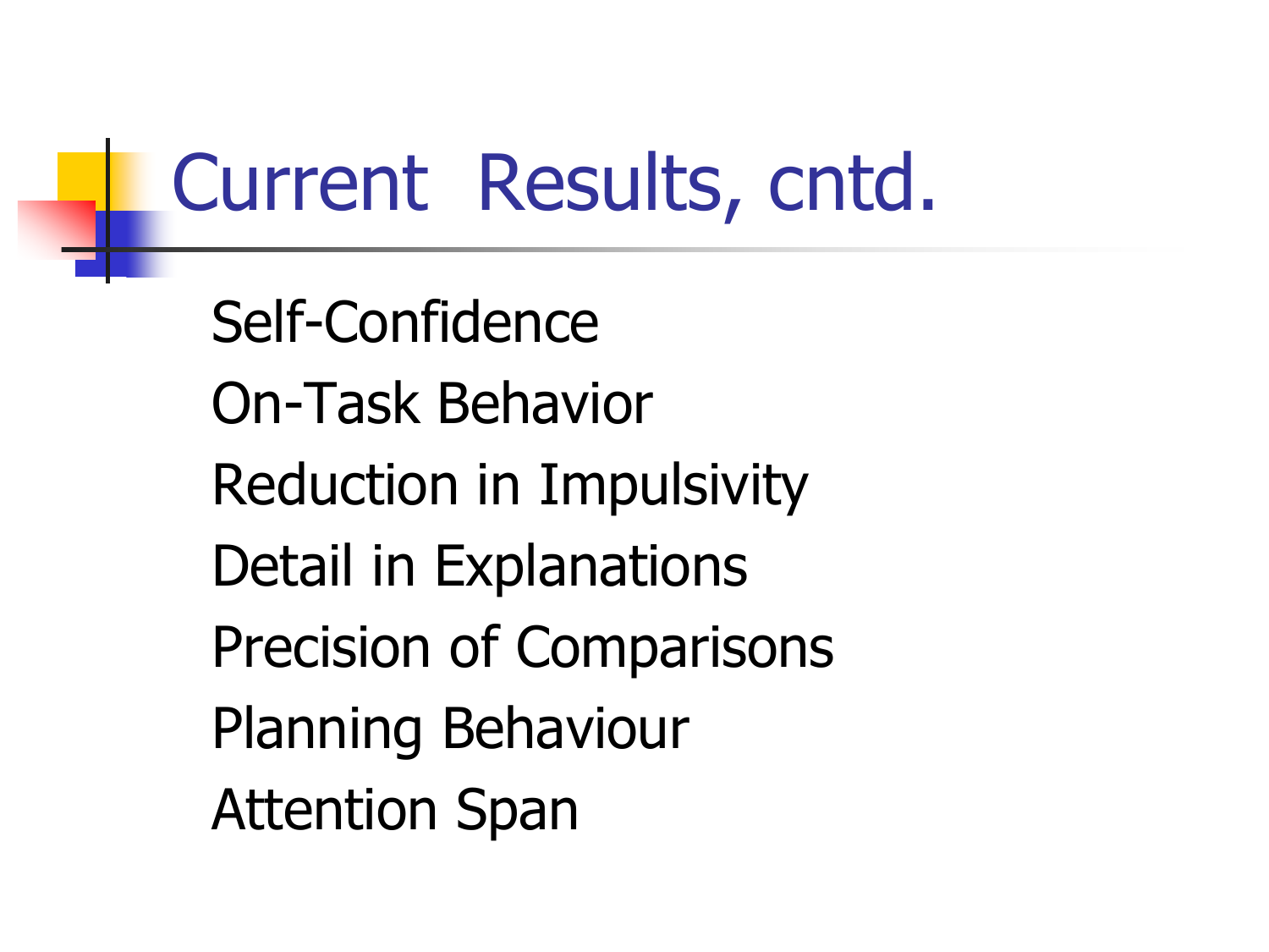# Current Results, cntd.

Self-Confidence

On-Task Behavior

Reduction in Impulsivity

Detail in Explanations

Precision of Comparisons

Planning Behaviour

Attention Span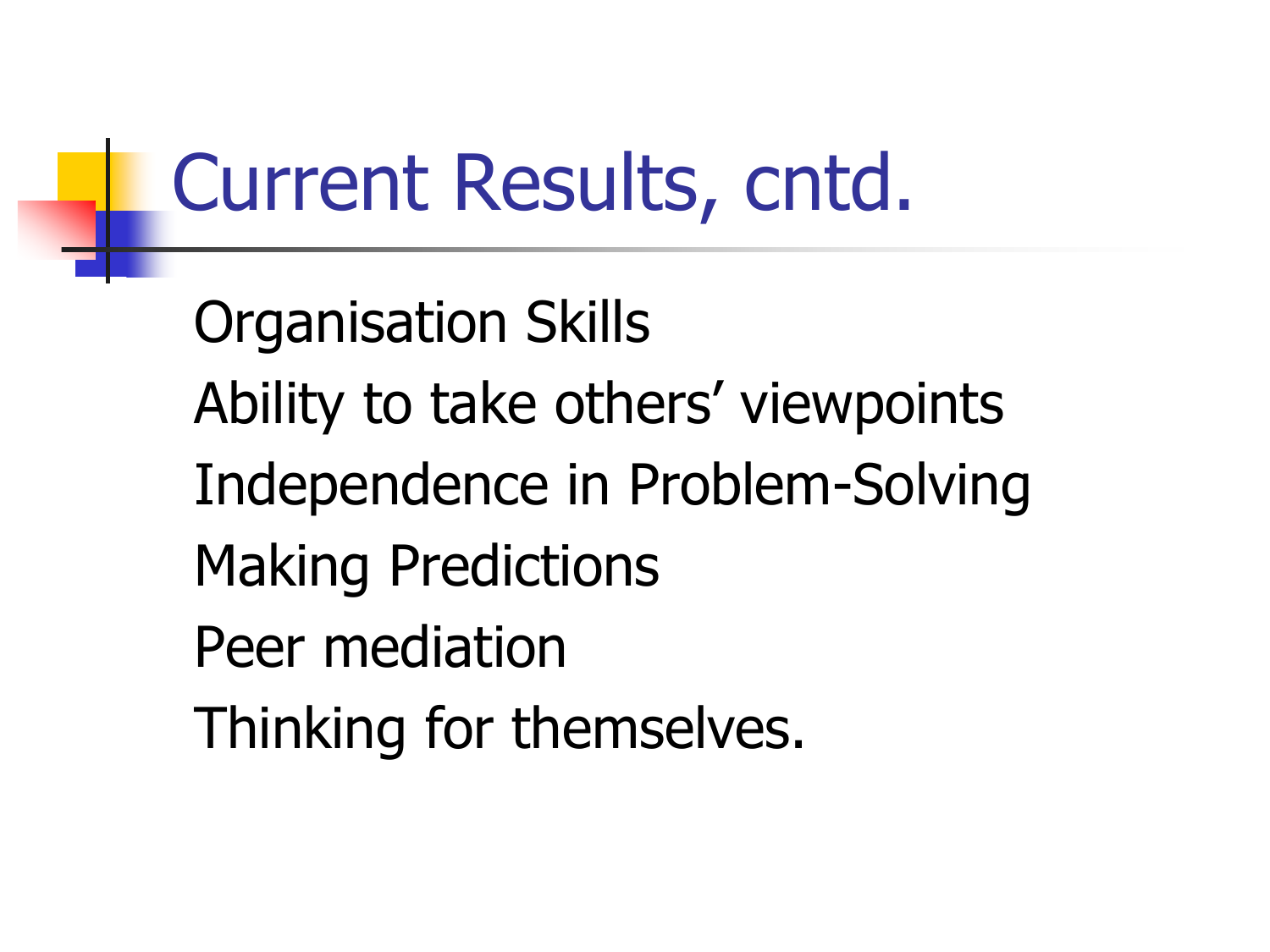# Current Results, cntd.

Organisation Skills
Ability to take others' viewpoints
Independence in Problem-Solving
Making Predictions
Peer mediation
Thinking for themselves.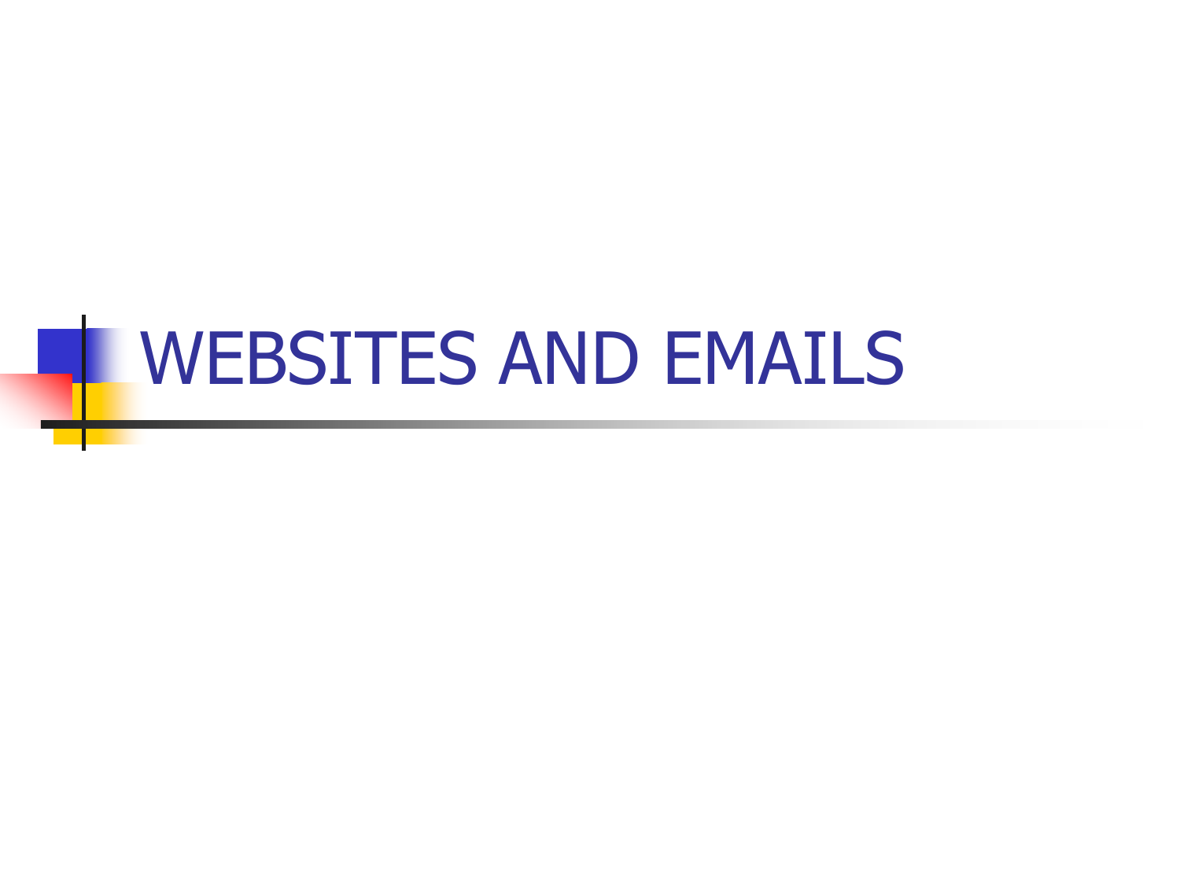# WEBSITES AND EMAILS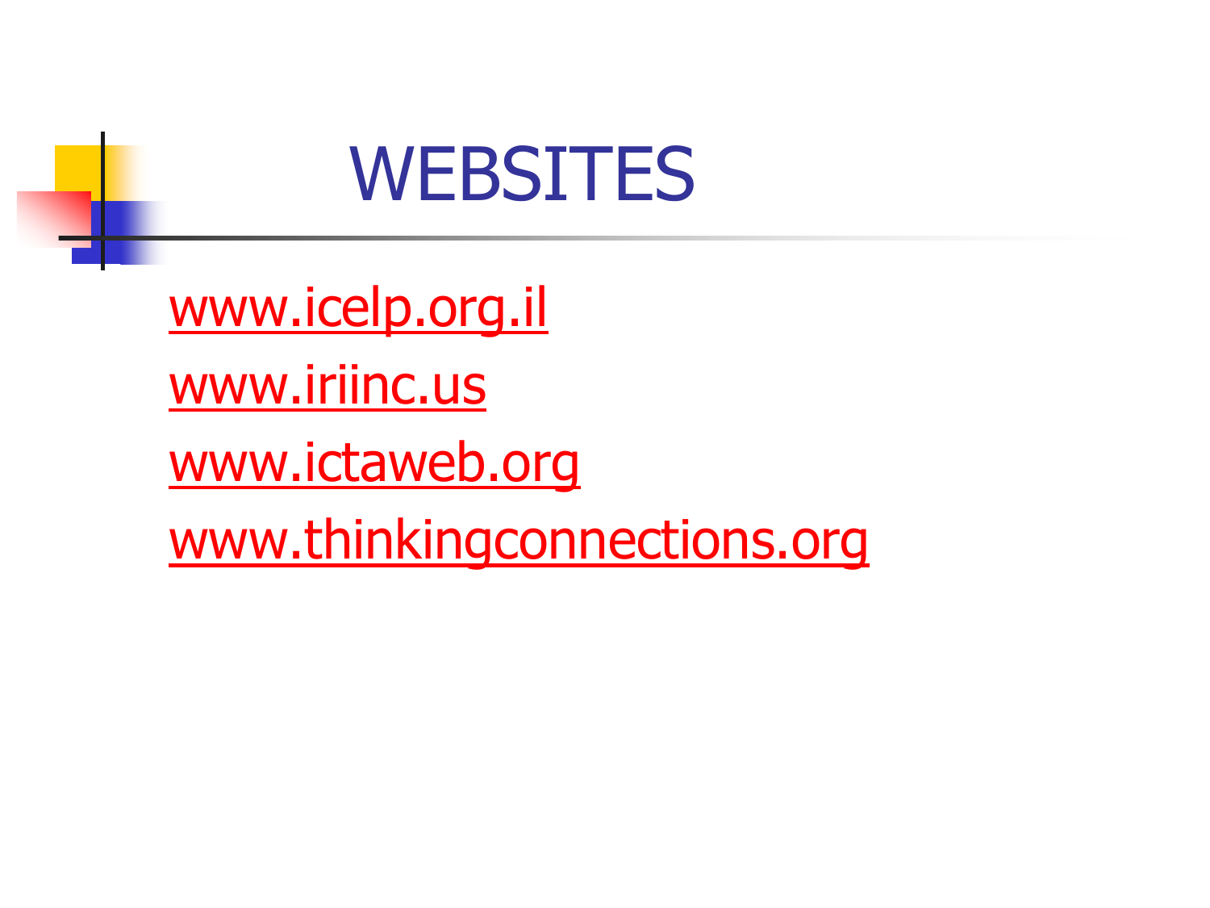# WEBSITES

www.icelp.org.il

www.iriinc.us

www.ictaweb.org

www.thinkingconnections.org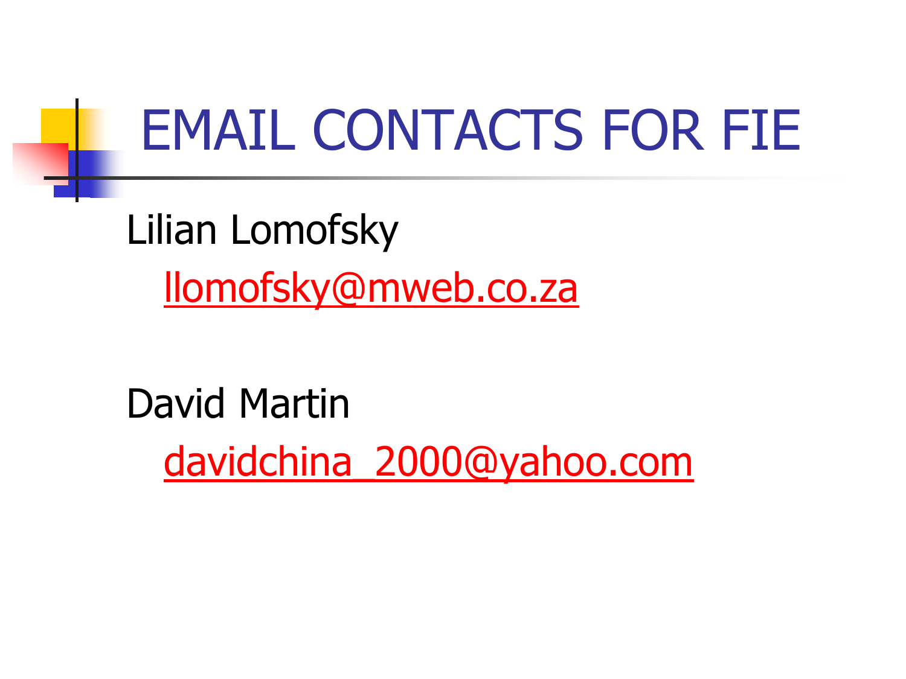# EMAIL CONTACTS FOR FIE

Lilian Lomofsky

llomofsky@mweb.co.za

David Martin

davidchina_2000@yahoo.com